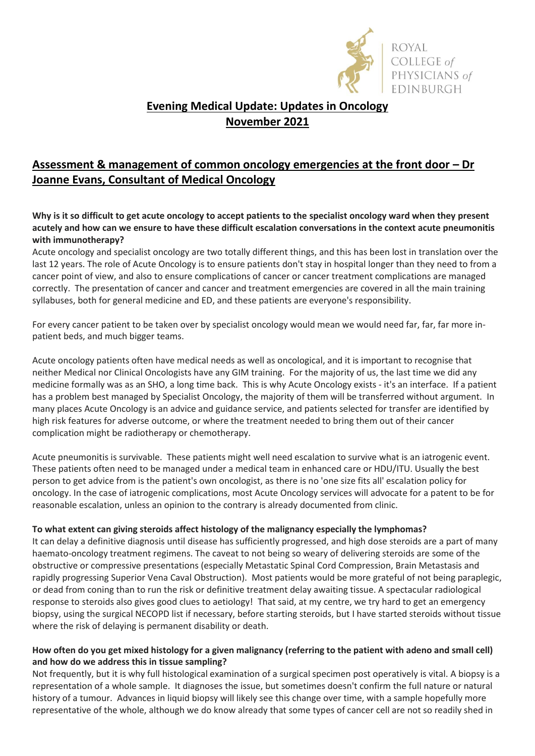ROYAL COLLEGE of PHYSICIANS of EDINBURGH

# Evening Medical Update: Updates in Oncology
# November 2021

## Assessment & management of common oncology emergencies at the front door – Dr Joanne Evans, Consultant of Medical Oncology

**Why is it so difficult to get acute oncology to accept patients to the specialist oncology ward when they present acutely and how can we ensure to have these difficult escalation conversations in the context acute pneumonitis with immunotherapy?**

Acute oncology and specialist oncology are two totally different things, and this has been lost in translation over the last 12 years. The role of Acute Oncology is to ensure patients don't stay in hospital longer than they need to from a cancer point of view, and also to ensure complications of cancer or cancer treatment complications are managed correctly. The presentation of cancer and cancer and treatment emergencies are covered in all the main training syllabuses, both for general medicine and ED, and these patients are everyone's responsibility.

For every cancer patient to be taken over by specialist oncology would mean we would need far, far, far more in-patient beds, and much bigger teams.

Acute oncology patients often have medical needs as well as oncological, and it is important to recognise that neither Medical nor Clinical Oncologists have any GIM training. For the majority of us, the last time we did any medicine formally was as an SHO, a long time back. This is why Acute Oncology exists - it's an interface. If a patient has a problem best managed by Specialist Oncology, the majority of them will be transferred without argument. In many places Acute Oncology is an advice and guidance service, and patients selected for transfer are identified by high risk features for adverse outcome, or where the treatment needed to bring them out of their cancer complication might be radiotherapy or chemotherapy.

Acute pneumonitis is survivable. These patients might well need escalation to survive what is an iatrogenic event. These patients often need to be managed under a medical team in enhanced care or HDU/ITU. Usually the best person to get advice from is the patient's own oncologist, as there is no 'one size fits all' escalation policy for oncology. In the case of iatrogenic complications, most Acute Oncology services will advocate for a patent to be for reasonable escalation, unless an opinion to the contrary is already documented from clinic.

**To what extent can giving steroids affect histology of the malignancy especially the lymphomas?**

It can delay a definitive diagnosis until disease has sufficiently progressed, and high dose steroids are a part of many haemato-oncology treatment regimens. The caveat to not being so weary of delivering steroids are some of the obstructive or compressive presentations (especially Metastatic Spinal Cord Compression, Brain Metastasis and rapidly progressing Superior Vena Caval Obstruction). Most patients would be more grateful of not being paraplegic, or dead from coning than to run the risk or definitive treatment delay awaiting tissue. A spectacular radiological response to steroids also gives good clues to aetiology! That said, at my centre, we try hard to get an emergency biopsy, using the surgical NECOPD list if necessary, before starting steroids, but I have started steroids without tissue where the risk of delaying is permanent disability or death.

**How often do you get mixed histology for a given malignancy (referring to the patient with adeno and small cell) and how do we address this in tissue sampling?**

Not frequently, but it is why full histological examination of a surgical specimen post operatively is vital. A biopsy is a representation of a whole sample. It diagnoses the issue, but sometimes doesn't confirm the full nature or natural history of a tumour. Advances in liquid biopsy will likely see this change over time, with a sample hopefully more representative of the whole, although we do know already that some types of cancer cell are not so readily shed in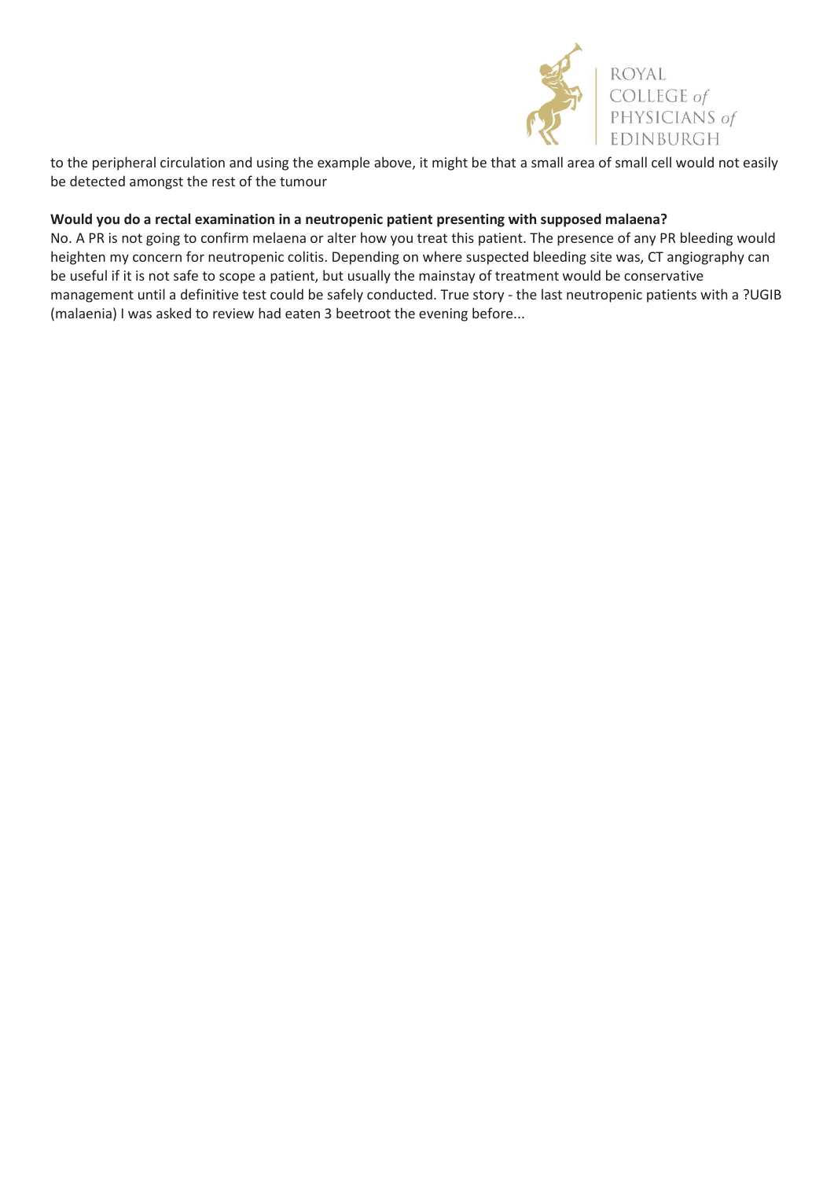to the peripheral circulation and using the example above, it might be that a small area of small cell would not easily be detected amongst the rest of the tumour

**Would you do a rectal examination in a neutropenic patient presenting with supposed malaena?**

No. A PR is not going to confirm melaena or alter how you treat this patient. The presence of any PR bleeding would heighten my concern for neutropenic colitis. Depending on where suspected bleeding site was, CT angiography can be useful if it is not safe to scope a patient, but usually the mainstay of treatment would be conservative management until a definitive test could be safely conducted. True story - the last neutropenic patients with a ?UGIB (malaenia) I was asked to review had eaten 3 beetroot the evening before...